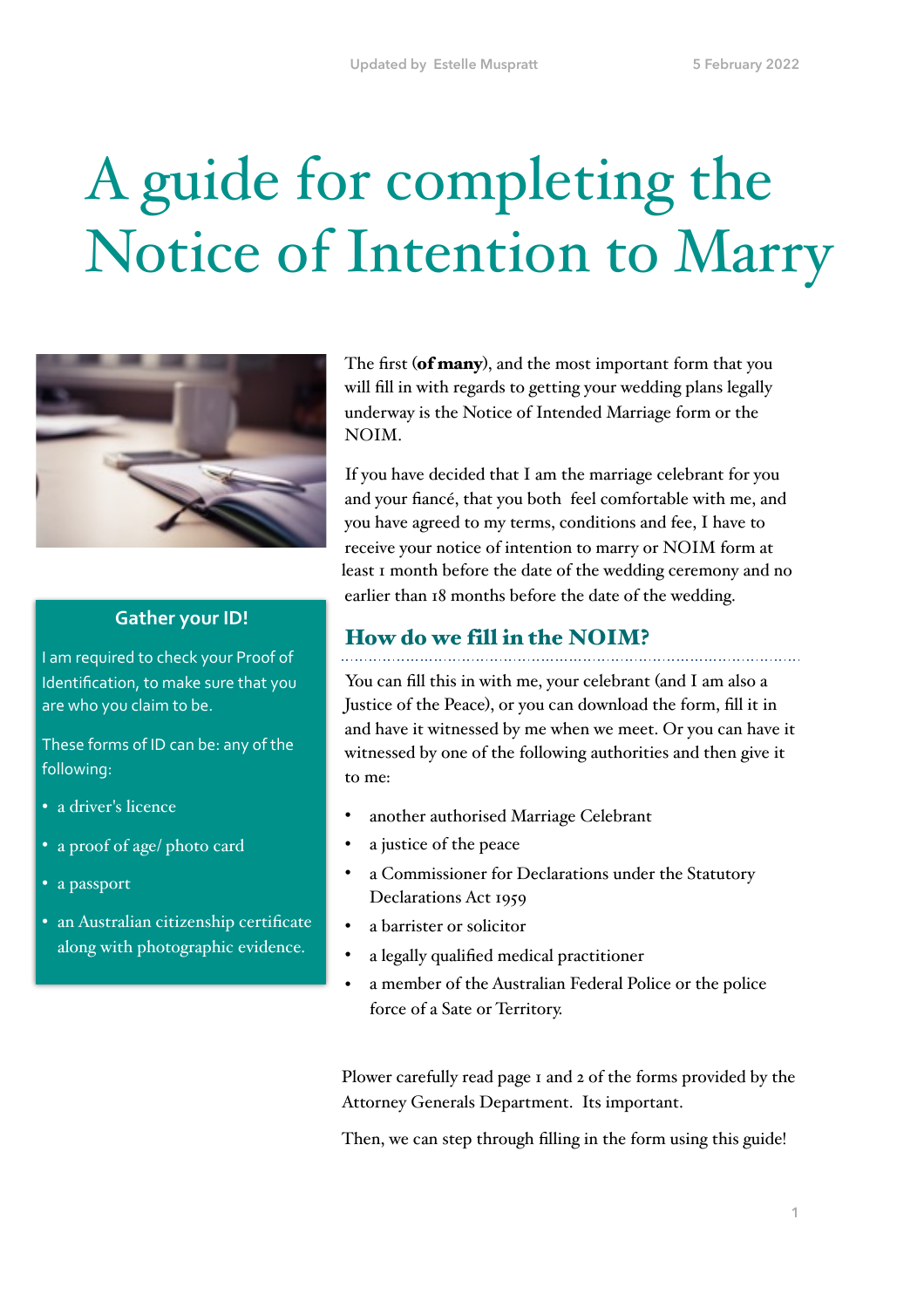Updated by Estelle Muspratt 5 February 2022

# A guide for completing the Notice of Intention to Marry

The first (**of many**), and the most important form that you will fill in with regards to getting your wedding plans legally underway is the Notice of Intended Marriage form or the NOIM.

If you have decided that I am the marriage celebrant for you and your fiancé, that you both feel comfortable with me, and you have agreed to my terms, conditions and fee, I have to receive your notice of intention to marry or NOIM form at least 1 month before the date of the wedding ceremony and no earlier than 18 months before the date of the wedding.

### Gather your ID!

I am required to check your Proof of Identification, to make sure that you are who you claim to be.

These forms of ID can be: any of the following:

- a driver's licence
- a proof of age/ photo card
- a passport
- an Australian citizenship certificate along with photographic evidence.

## How do we fill in the NOIM?

You can fill this in with me, your celebrant (and I am also a Justice of the Peace), or you can download the form, fill it in and have it witnessed by me when we meet. Or you can have it witnessed by one of the following authorities and then give it to me:

- another authorised Marriage Celebrant
- a justice of the peace
- a Commissioner for Declarations under the Statutory Declarations Act 1959
- a barrister or solicitor
- a legally qualified medical practitioner
- a member of the Australian Federal Police or the police force of a Sate or Territory.

Plower carefully read page 1 and 2 of the forms provided by the Attorney Generals Department. Its important.

Then, we can step through filling in the form using this guide!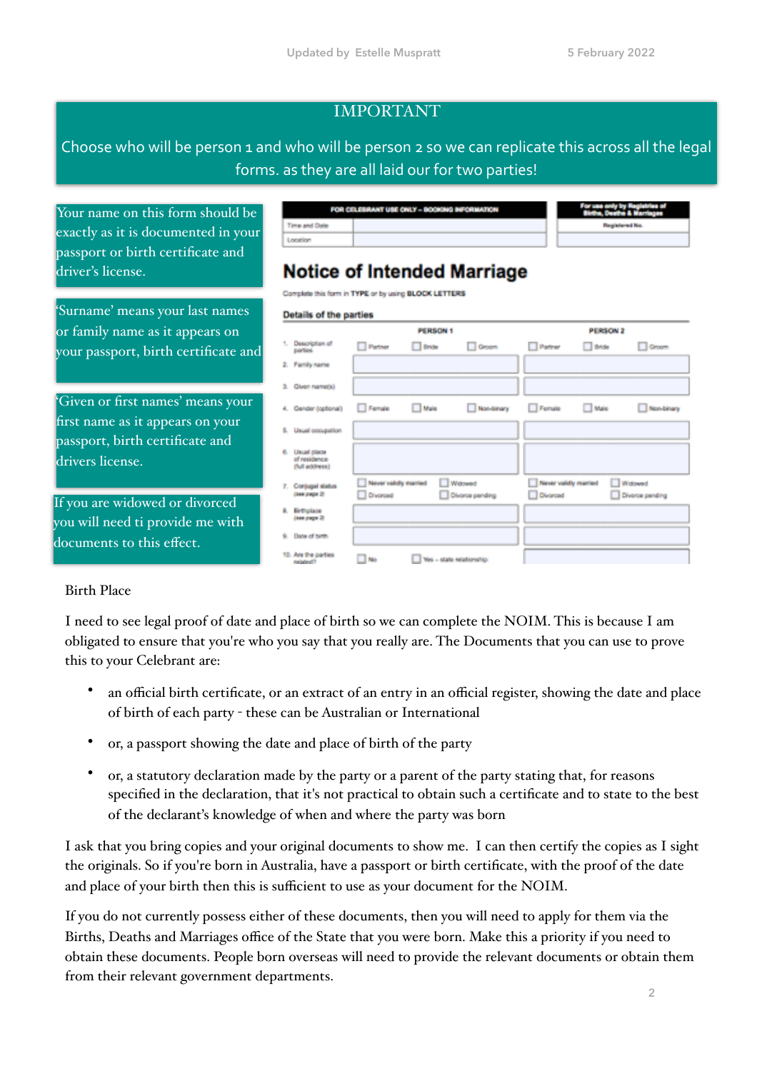Updated by Estelle Muspratt 5 February 2022

**IMPORTANT**

Choose who will be person 1 and who will be person 2 so we can replicate this across all the legal forms. as they are all laid our for two parties!

Your name on this form should be exactly as it is documented in your passport or birth certificate and driver's license.

'Surname' means your last names or family name as it appears on your passport, birth certificate and

'Given or first names' means your first name as it appears on your passport, birth certificate and drivers license.

If you are widowed or divorced you will need ti provide me with documents to this effect.

| FOR CELEBRANT USE ONLY – BOOKING INFORMATION | |
|---|---|
| Time and Date | |
| Location | |

| For use only by Registries of Births, Deaths & Marriages |
|---|
| Registered No. |

# Notice of Intended Marriage

Complete this form in TYPE or by using BLOCK LETTERS

## Details of the parties

| | PERSON 1 | PERSON 2 |
|---|---|---|
| 1. Description of parties | ☐ Partner ☐ Bride ☐ Groom | ☐ Partner ☐ Bride ☐ Groom |
| 2. Family name | | |
| 3. Given name(s) | | |
| 4. Gender (optional) | ☐ Female ☐ Male ☐ Non-binary | ☐ Female ☐ Male ☐ Non-binary |
| 5. Usual occupation | | |
| 6. Usual place of residence (full address) | | |
| 7. Conjugal status (see page 2) | ☐ Never validly married ☐ Widowed ☐ Divorced ☐ Divorce pending | ☐ Never validly married ☐ Widowed ☐ Divorced ☐ Divorce pending |
| 8. Birthplace (see page 2) | | |
| 9. Date of birth | | |
| 10. Are the parties related? | ☐ No ☐ Yes – state relationship | |

Birth Place

I need to see legal proof of date and place of birth so we can complete the NOIM. This is because I am obligated to ensure that you're who you say that you really are. The Documents that you can use to prove this to your Celebrant are:

- an official birth certificate, or an extract of an entry in an official register, showing the date and place of birth of each party - these can be Australian or International
- or, a passport showing the date and place of birth of the party
- or, a statutory declaration made by the party or a parent of the party stating that, for reasons specified in the declaration, that it's not practical to obtain such a certificate and to state to the best of the declarant's knowledge of when and where the party was born

I ask that you bring copies and your original documents to show me. I can then certify the copies as I sight the originals. So if you're born in Australia, have a passport or birth certificate, with the proof of the date and place of your birth then this is sufficient to use as your document for the NOIM.

If you do not currently possess either of these documents, then you will need to apply for them via the Births, Deaths and Marriages office of the State that you were born. Make this a priority if you need to obtain these documents. People born overseas will need to provide the relevant documents or obtain them from their relevant government departments.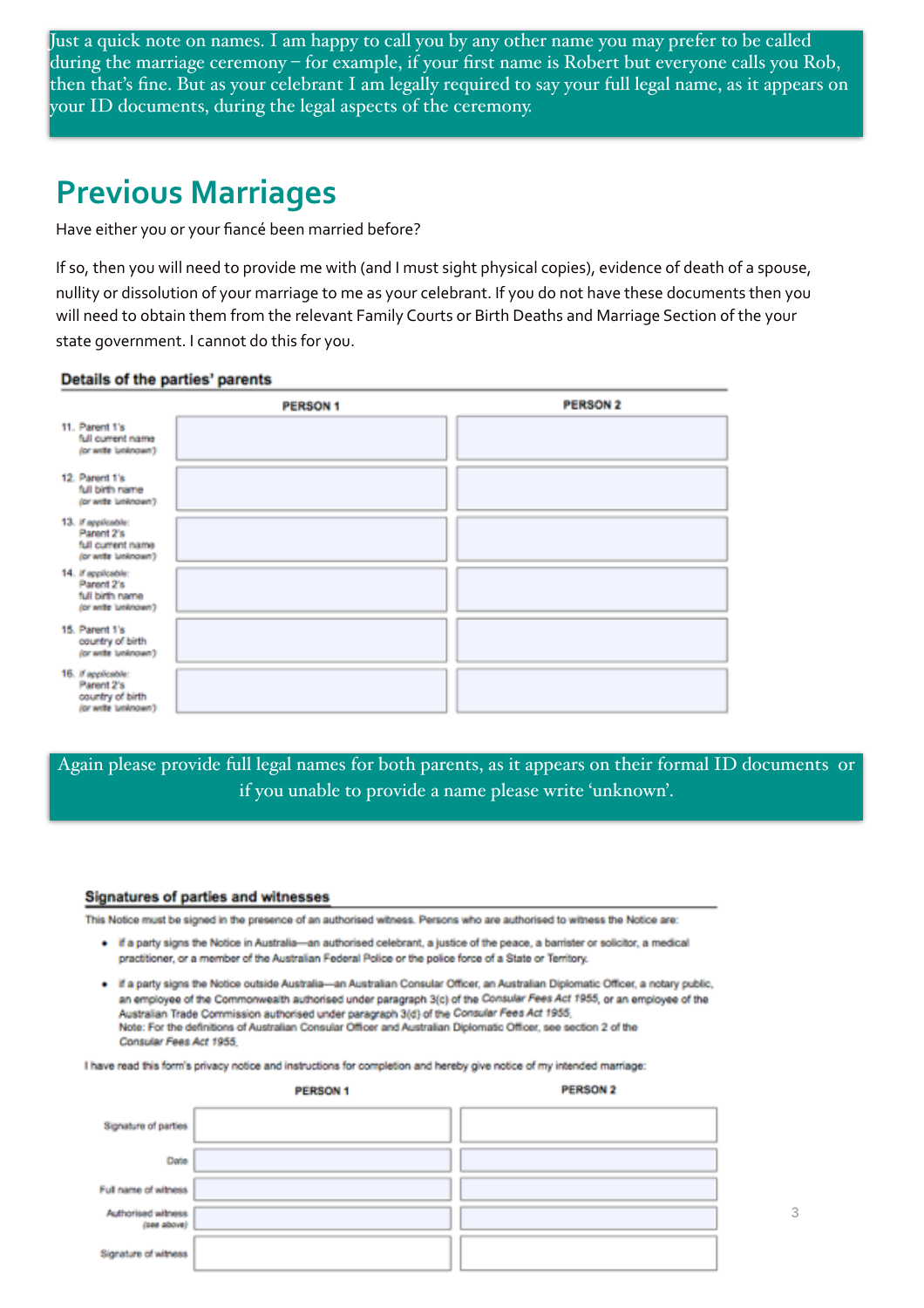Just a quick note on names. I am happy to call you by any other name you may prefer to be called during the marriage ceremony – for example, if your first name is Robert but everyone calls you Rob, then that's fine. But as your celebrant I am legally required to say your full legal name, as it appears on your ID documents, during the legal aspects of the ceremony.

## Previous Marriages

Have either you or your fiancé been married before?

If so, then you will need to provide me with (and I must sight physical copies), evidence of death of a spouse, nullity or dissolution of your marriage to me as your celebrant. If you do not have these documents then you will need to obtain them from the relevant Family Courts or Birth Deaths and Marriage Section of the your state government. I cannot do this for you.

### Details of the parties' parents

| | PERSON 1 | PERSON 2 |
|---|---|---|
| 11. Parent 1's full current name *(or write 'unknown')* | | |
| 12. Parent 1's full birth name *(or write 'unknown')* | | |
| 13. *If applicable:* Parent 2's full current name *(or write 'unknown')* | | |
| 14. *If applicable:* Parent 2's full birth name *(or write 'unknown')* | | |
| 15. Parent 1's country of birth *(or write 'unknown')* | | |
| 16. *If applicable:* Parent 2's country of birth *(or write 'unknown')* | | |

Again please provide full legal names for both parents, as it appears on their formal ID documents or if you unable to provide a name please write 'unknown'.

### Signatures of parties and witnesses

This Notice must be signed in the presence of an authorised witness. Persons who are authorised to witness the Notice are:

- if a party signs the Notice in Australia—an authorised celebrant, a justice of the peace, a barrister or solicitor, a medical practitioner, or a member of the Australian Federal Police or the police force of a State or Territory.
- if a party signs the Notice outside Australia—an Australian Consular Officer, an Australian Diplomatic Officer, a notary public, an employee of the Commonwealth authorised under paragraph 3(c) of the *Consular Fees Act 1955*, or an employee of the Australian Trade Commission authorised under paragraph 3(d) of the *Consular Fees Act 1955*.
  Note: For the definitions of Australian Consular Officer and Australian Diplomatic Officer, see section 2 of the *Consular Fees Act 1955*.

I have read this form's privacy notice and instructions for completion and hereby give notice of my intended marriage:

| | PERSON 1 | PERSON 2 |
|---|---|---|
| Signature of parties | | |
| Date | | |
| Full name of witness | | |
| Authorised witness (see above) | | |
| Signature of witness | | |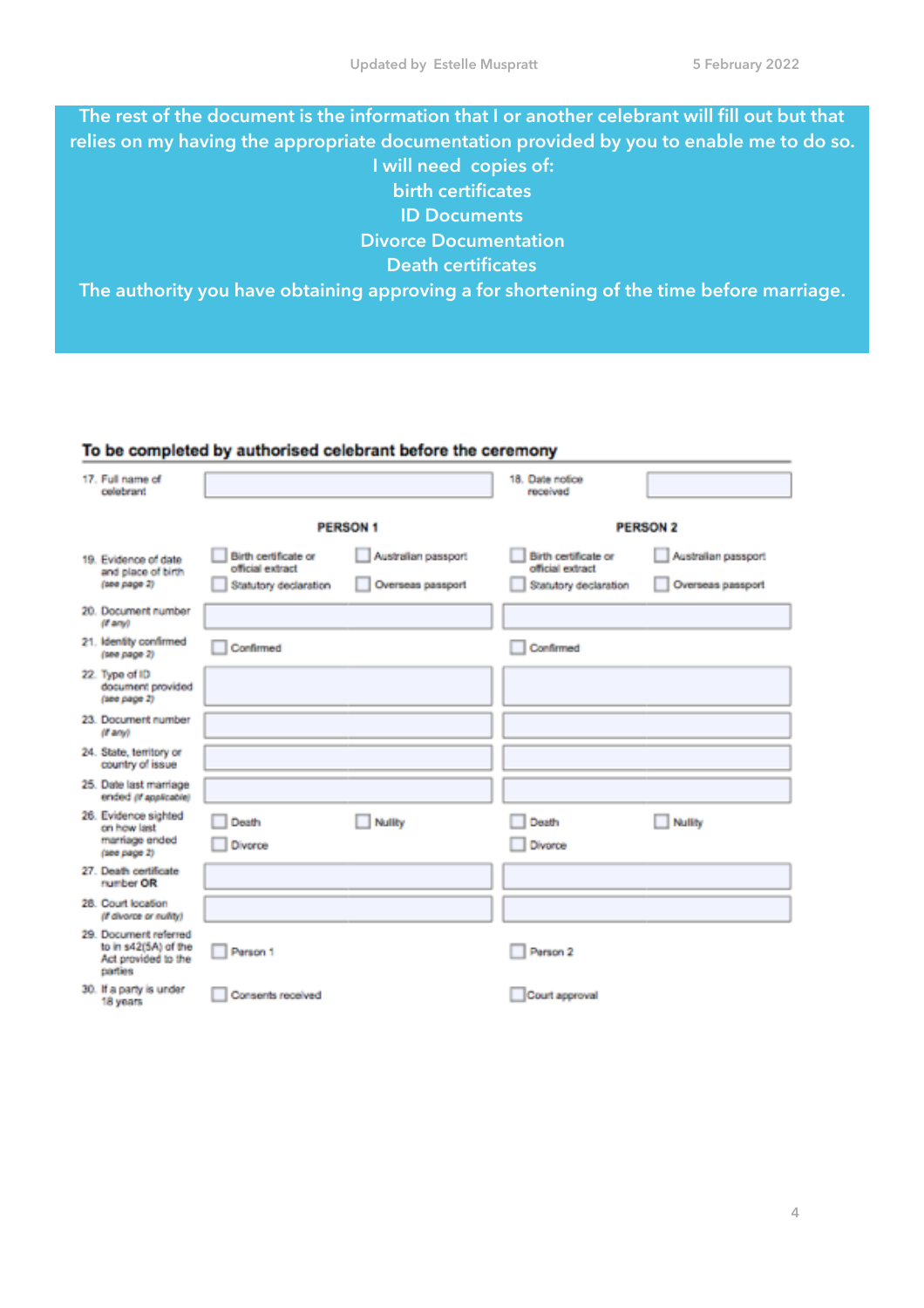The rest of the document is the information that I or another celebrant will fill out but that relies on my having the appropriate documentation provided by you to enable me to do so.
I will need copies of:
birth certificates
ID Documents
Divorce Documentation
Death certificates
The authority you have obtaining approving a for shortening of the time before marriage.

## To be completed by authorised celebrant before the ceremony

| | | | |
|---|---|---|---|
| 17. Full name of celebrant | | 18. Date notice received | |

| | PERSON 1 | PERSON 2 |
|---|---|---|
| 19. Evidence of date and place of birth *(see page 2)* | ☐ Birth certificate or official extract ☐ Australian passport ☐ Statutory declaration ☐ Overseas passport | ☐ Birth certificate or official extract ☐ Australian passport ☐ Statutory declaration ☐ Overseas passport |
| 20. Document number *(if any)* | | |
| 21. Identity confirmed *(see page 2)* | ☐ Confirmed | ☐ Confirmed |
| 22. Type of ID document provided *(see page 2)* | | |
| 23. Document number *(if any)* | | |
| 24. State, territory or country of issue | | |
| 25. Date last marriage ended *(if applicable)* | | |
| 26. Evidence sighted on how last marriage ended *(see page 2)* | ☐ Death ☐ Nullity ☐ Divorce | ☐ Death ☐ Nullity ☐ Divorce |
| 27. Death certificate number **OR** | | |
| 28. Court location *(if divorce or nullity)* | | |
| 29. Document referred to in s42(5A) of the Act provided to the parties | ☐ Person 1 | ☐ Person 2 |
| 30. If a party is under 18 years | ☐ Consents received | ☐ Court approval |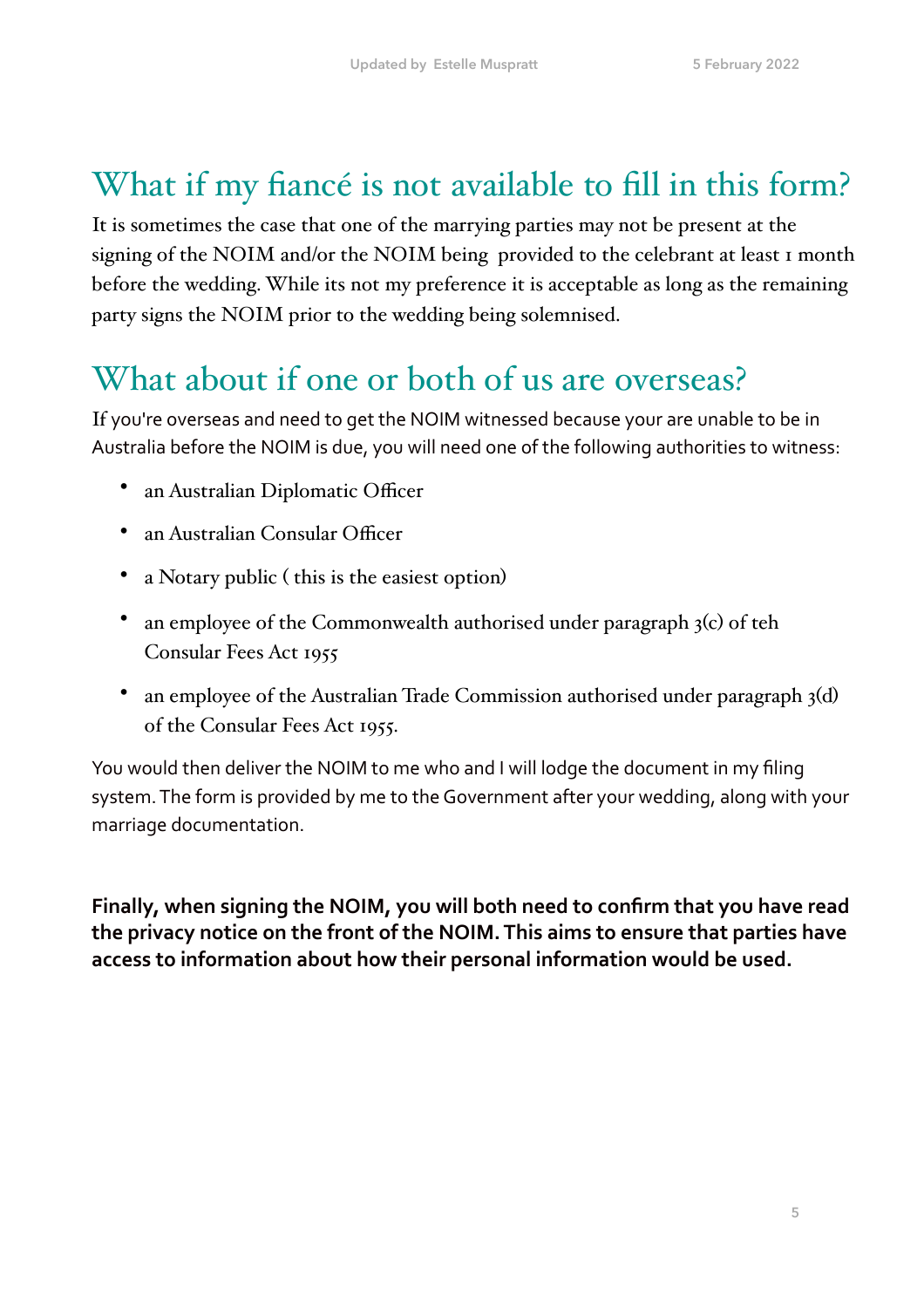## What if my fiancé is not available to fill in this form?

It is sometimes the case that one of the marrying parties may not be present at the signing of the NOIM and/or the NOIM being provided to the celebrant at least 1 month before the wedding. While its not my preference it is acceptable as long as the remaining party signs the NOIM prior to the wedding being solemnised.

## What about if one or both of us are overseas?

If you're overseas and need to get the NOIM witnessed because your are unable to be in Australia before the NOIM is due, you will need one of the following authorities to witness:

- an Australian Diplomatic Officer
- an Australian Consular Officer
- a Notary public ( this is the easiest option)
- an employee of the Commonwealth authorised under paragraph 3(c) of teh Consular Fees Act 1955
- an employee of the Australian Trade Commission authorised under paragraph 3(d) of the Consular Fees Act 1955.

You would then deliver the NOIM to me who and I will lodge the document in my filing system. The form is provided by me to the Government after your wedding, along with your marriage documentation.

**Finally, when signing the NOIM, you will both need to confirm that you have read the privacy notice on the front of the NOIM. This aims to ensure that parties have access to information about how their personal information would be used.**